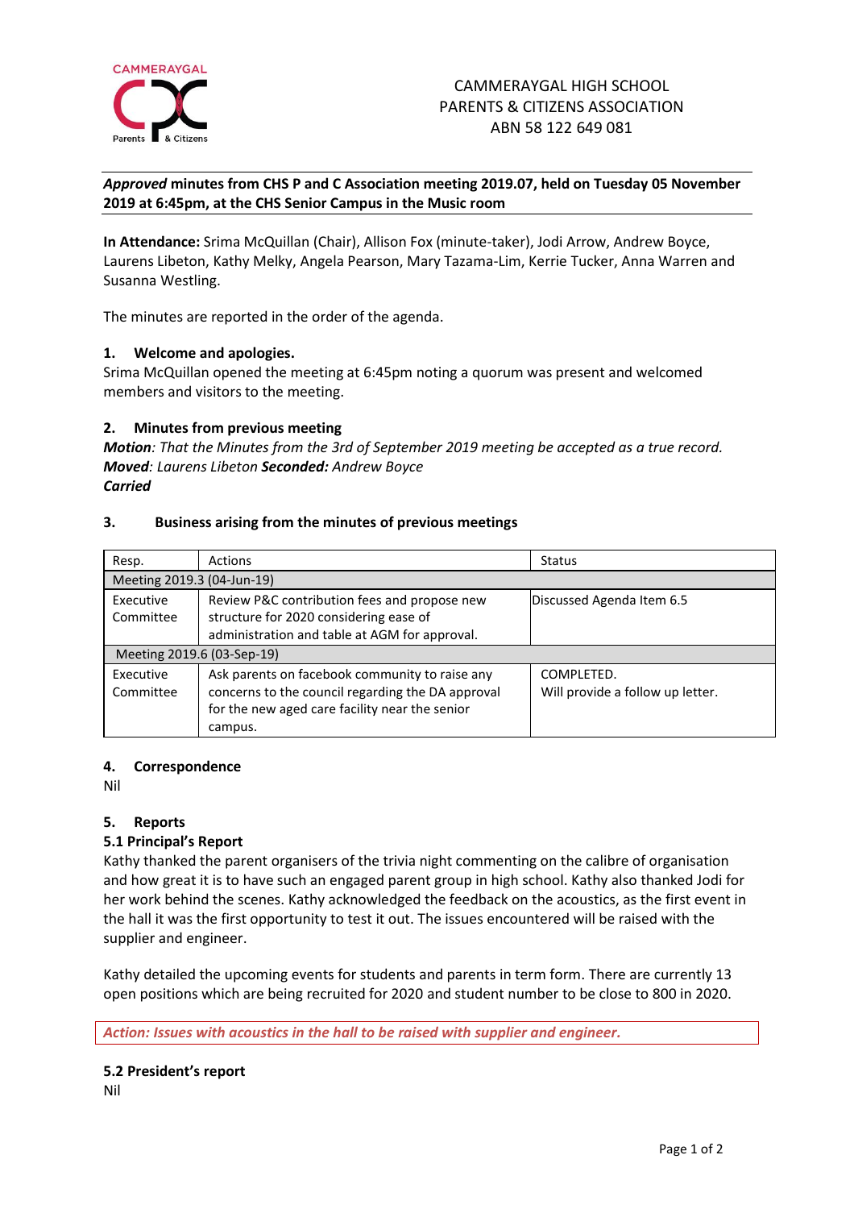CAMMERAYGAL HIGH SCHOOL
PARENTS & CITIZENS ASSOCIATION
ABN 58 122 649 081

***Approved* minutes from CHS P and C Association meeting 2019.07, held on Tuesday 05 November 2019 at 6:45pm, at the CHS Senior Campus in the Music room**

**In Attendance:** Srima McQuillan (Chair), Allison Fox (minute-taker), Jodi Arrow, Andrew Boyce, Laurens Libeton, Kathy Melky, Angela Pearson, Mary Tazama-Lim, Kerrie Tucker, Anna Warren and Susanna Westling.

The minutes are reported in the order of the agenda.

### 1. Welcome and apologies.

Srima McQuillan opened the meeting at 6:45pm noting a quorum was present and welcomed members and visitors to the meeting.

### 2. Minutes from previous meeting

***Motion***: *That the Minutes from the 3rd of September 2019 meeting be accepted as a true record.*
***Moved***: *Laurens Libeton* ***Seconded:*** *Andrew Boyce*
***Carried***

### 3. Business arising from the minutes of previous meetings

| Resp. | Actions | Status |
|---|---|---|
| Meeting 2019.3 (04-Jun-19) | | |
| Executive Committee | Review P&C contribution fees and propose new structure for 2020 considering ease of administration and table at AGM for approval. | Discussed Agenda Item 6.5 |
| Meeting 2019.6 (03-Sep-19) | | |
| Executive Committee | Ask parents on facebook community to raise any concerns to the council regarding the DA approval for the new aged care facility near the senior campus. | COMPLETED. Will provide a follow up letter. |

### 4. Correspondence

Nil

### 5. Reports

#### 5.1 Principal's Report

Kathy thanked the parent organisers of the trivia night commenting on the calibre of organisation and how great it is to have such an engaged parent group in high school. Kathy also thanked Jodi for her work behind the scenes. Kathy acknowledged the feedback on the acoustics, as the first event in the hall it was the first opportunity to test it out. The issues encountered will be raised with the supplier and engineer.

Kathy detailed the upcoming events for students and parents in term form. There are currently 13 open positions which are being recruited for 2020 and student number to be close to 800 in 2020.

***Action: Issues with acoustics in the hall to be raised with supplier and engineer.***

#### 5.2 President's report

Nil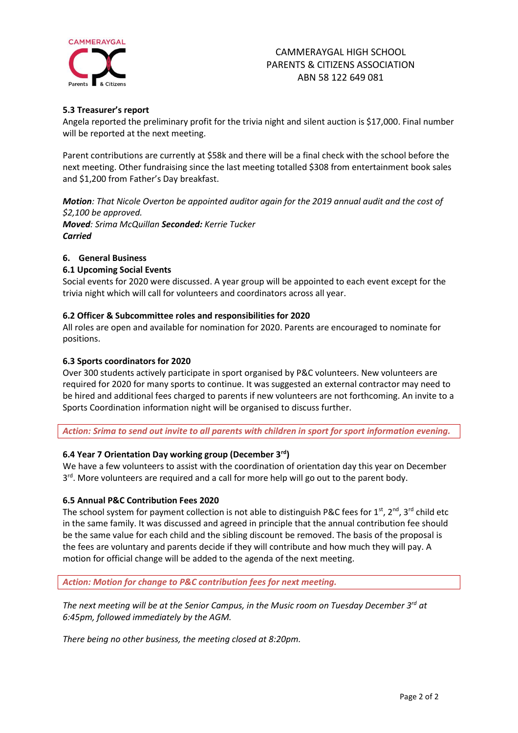CAMMERAYGAL HIGH SCHOOL
PARENTS & CITIZENS ASSOCIATION
ABN 58 122 649 081

### 5.3 Treasurer's report

Angela reported the preliminary profit for the trivia night and silent auction is $17,000. Final number will be reported at the next meeting.

Parent contributions are currently at $58k and there will be a final check with the school before the next meeting. Other fundraising since the last meeting totalled $308 from entertainment book sales and $1,200 from Father's Day breakfast.

***Motion**: That Nicole Overton be appointed auditor again for the 2019 annual audit and the cost of $2,100 be approved.*
***Moved**: Srima McQuillan **Seconded:** Kerrie Tucker*
***Carried***

## 6. General Business

### 6.1 Upcoming Social Events

Social events for 2020 were discussed. A year group will be appointed to each event except for the trivia night which will call for volunteers and coordinators across all year.

### 6.2 Officer & Subcommittee roles and responsibilities for 2020

All roles are open and available for nomination for 2020. Parents are encouraged to nominate for positions.

### 6.3 Sports coordinators for 2020

Over 300 students actively participate in sport organised by P&C volunteers. New volunteers are required for 2020 for many sports to continue. It was suggested an external contractor may need to be hired and additional fees charged to parents if new volunteers are not forthcoming. An invite to a Sports Coordination information night will be organised to discuss further.

*Action: Srima to send out invite to all parents with children in sport for sport information evening.*

### 6.4 Year 7 Orientation Day working group (December 3rd)

We have a few volunteers to assist with the coordination of orientation day this year on December 3rd. More volunteers are required and a call for more help will go out to the parent body.

### 6.5 Annual P&C Contribution Fees 2020

The school system for payment collection is not able to distinguish P&C fees for 1st, 2nd, 3rd child etc in the same family. It was discussed and agreed in principle that the annual contribution fee should be the same value for each child and the sibling discount be removed. The basis of the proposal is the fees are voluntary and parents decide if they will contribute and how much they will pay. A motion for official change will be added to the agenda of the next meeting.

*Action: Motion for change to P&C contribution fees for next meeting.*

*The next meeting will be at the Senior Campus, in the Music room on Tuesday December 3rd at 6:45pm, followed immediately by the AGM.*

*There being no other business, the meeting closed at 8:20pm.*